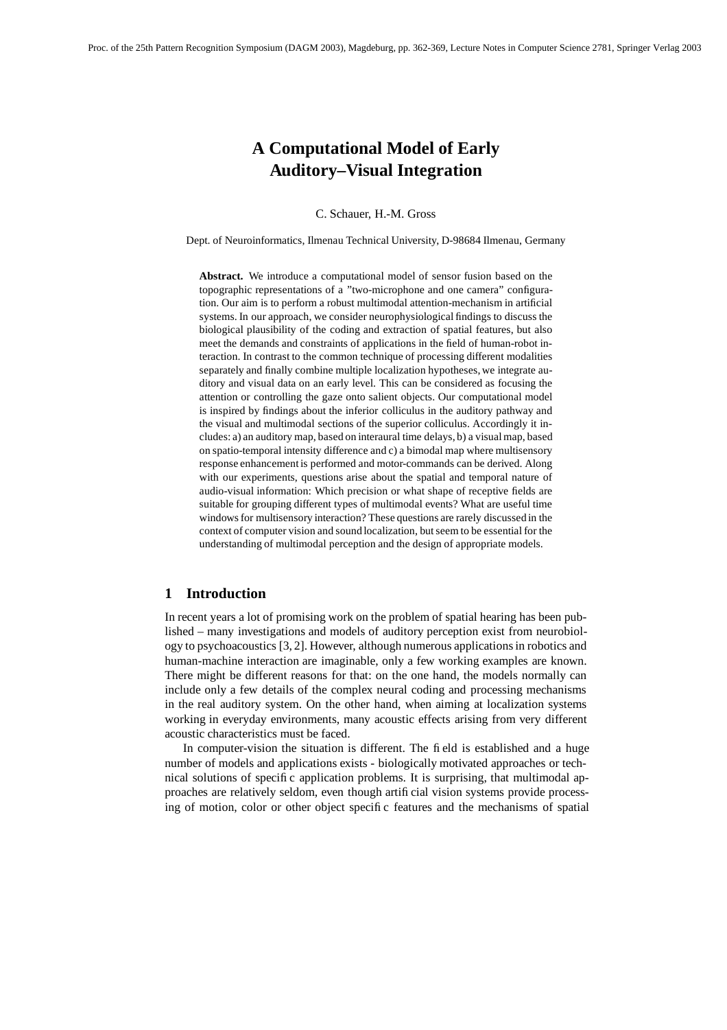# A Computational Model of Early Auditory–Visual Integration

C. Schauer, H.-M. Gross

Dept. of Neuroinformatics, Ilmenau Technical University, D-98684 Ilmenau, Germany

**Abstract.** We introduce a computational model of sensor fusion based on the topographic representations of a "two-microphone and one camera" configuration. Our aim is to perform a robust multimodal attention-mechanism in artificial systems. In our approach, we consider neurophysiological findings to discuss the biological plausibility of the coding and extraction of spatial features, but also meet the demands and constraints of applications in the field of human-robot interaction. In contrast to the common technique of processing different modalities separately and finally combine multiple localization hypotheses, we integrate auditory and visual data on an early level. This can be considered as focusing the attention or controlling the gaze onto salient objects. Our computational model is inspired by findings about the inferior colliculus in the auditory pathway and the visual and multimodal sections of the superior colliculus. Accordingly it includes: a) an auditory map, based on interaural time delays, b) a visual map, based on spatio-temporal intensity difference and c) a bimodal map where multisensory response enhancement is performed and motor-commands can be derived. Along with our experiments, questions arise about the spatial and temporal nature of audio-visual information: Which precision or what shape of receptive fields are suitable for grouping different types of multimodal events? What are useful time windows for multisensory interaction? These questions are rarely discussed in the context of computer vision and sound localization, but seem to be essential for the understanding of multimodal perception and the design of appropriate models.

## 1 Introduction

In recent years a lot of promising work on the problem of spatial hearing has been published – many investigations and models of auditory perception exist from neurobiology to psychoacoustics [3, 2]. However, although numerous applications in robotics and human-machine interaction are imaginable, only a few working examples are known. There might be different reasons for that: on the one hand, the models normally can include only a few details of the complex neural coding and processing mechanisms in the real auditory system. On the other hand, when aiming at localization systems working in everyday environments, many acoustic effects arising from very different acoustic characteristics must be faced.

In computer-vision the situation is different. The field is established and a huge number of models and applications exists - biologically motivated approaches or technical solutions of specific application problems. It is surprising, that multimodal approaches are relatively seldom, even though artificial vision systems provide processing of motion, color or other object specific features and the mechanisms of spatial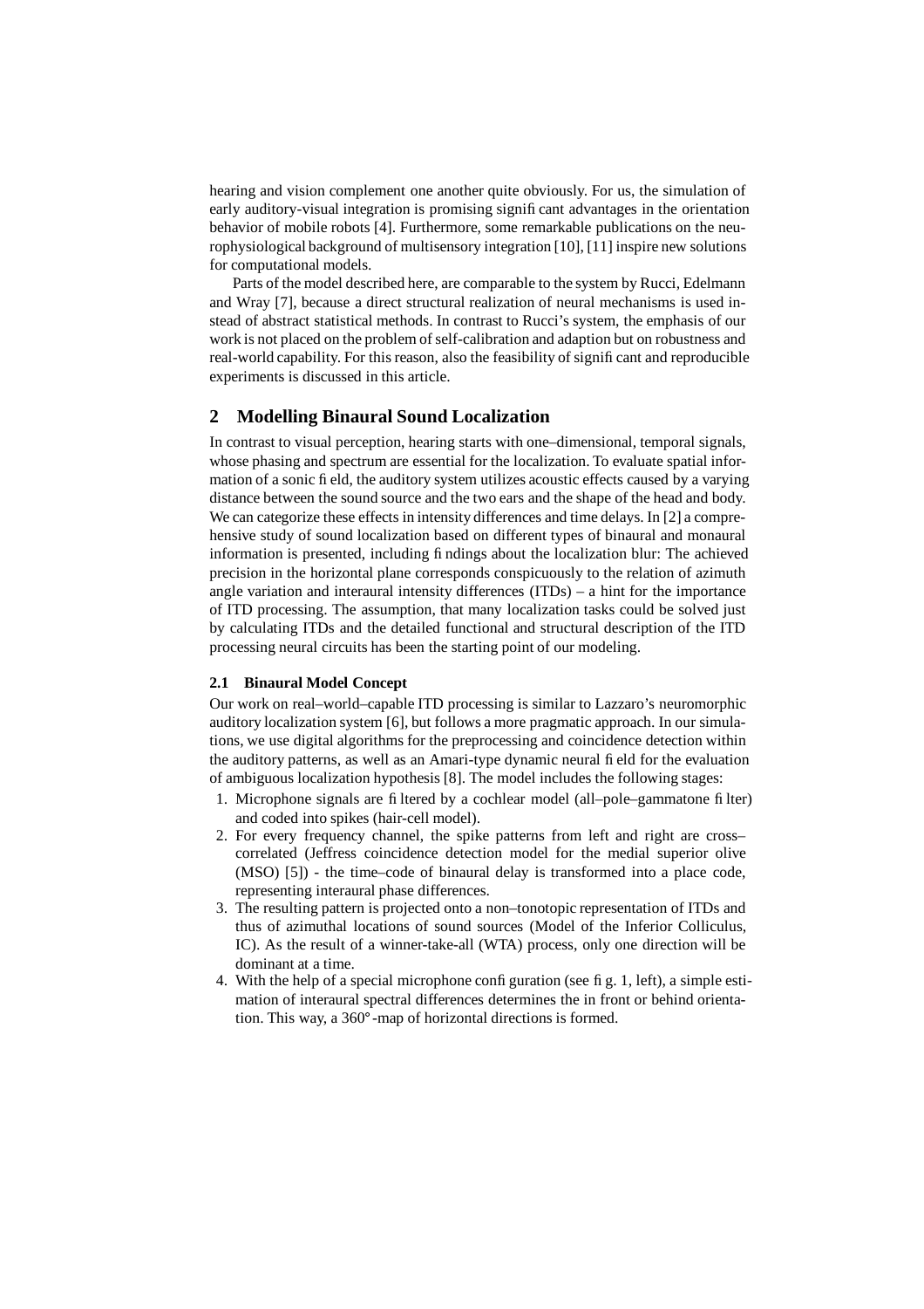hearing and vision complement one another quite obviously. For us, the simulation of early auditory-visual integration is promising significant advantages in the orientation behavior of mobile robots [4]. Furthermore, some remarkable publications on the neurophysiological background of multisensory integration [10], [11] inspire new solutions for computational models.

Parts of the model described here, are comparable to the system by Rucci, Edelmann and Wray [7], because a direct structural realization of neural mechanisms is used instead of abstract statistical methods. In contrast to Rucci's system, the emphasis of our work is not placed on the problem of self-calibration and adaption but on robustness and real-world capability. For this reason, also the feasibility of significant and reproducible experiments is discussed in this article.

## 2 Modelling Binaural Sound Localization

In contrast to visual perception, hearing starts with one–dimensional, temporal signals, whose phasing and spectrum are essential for the localization. To evaluate spatial information of a sonic field, the auditory system utilizes acoustic effects caused by a varying distance between the sound source and the two ears and the shape of the head and body. We can categorize these effects in intensity differences and time delays. In [2] a comprehensive study of sound localization based on different types of binaural and monaural information is presented, including findings about the localization blur: The achieved precision in the horizontal plane corresponds conspicuously to the relation of azimuth angle variation and interaural intensity differences (ITDs) – a hint for the importance of ITD processing. The assumption, that many localization tasks could be solved just by calculating ITDs and the detailed functional and structural description of the ITD processing neural circuits has been the starting point of our modeling.

### 2.1 Binaural Model Concept

Our work on real–world–capable ITD processing is similar to Lazzaro's neuromorphic auditory localization system [6], but follows a more pragmatic approach. In our simulations, we use digital algorithms for the preprocessing and coincidence detection within the auditory patterns, as well as an Amari-type dynamic neural field for the evaluation of ambiguous localization hypothesis [8]. The model includes the following stages:

1. Microphone signals are filtered by a cochlear model (all–pole–gammatone filter) and coded into spikes (hair-cell model).
2. For every frequency channel, the spike patterns from left and right are cross–correlated (Jeffress coincidence detection model for the medial superior olive (MSO) [5]) - the time–code of binaural delay is transformed into a place code, representing interaural phase differences.
3. The resulting pattern is projected onto a non–tonotopic representation of ITDs and thus of azimuthal locations of sound sources (Model of the Inferior Colliculus, IC). As the result of a winner-take-all (WTA) process, only one direction will be dominant at a time.
4. With the help of a special microphone configuration (see fig. 1, left), a simple estimation of interaural spectral differences determines the in front or behind orientation. This way, a 360°-map of horizontal directions is formed.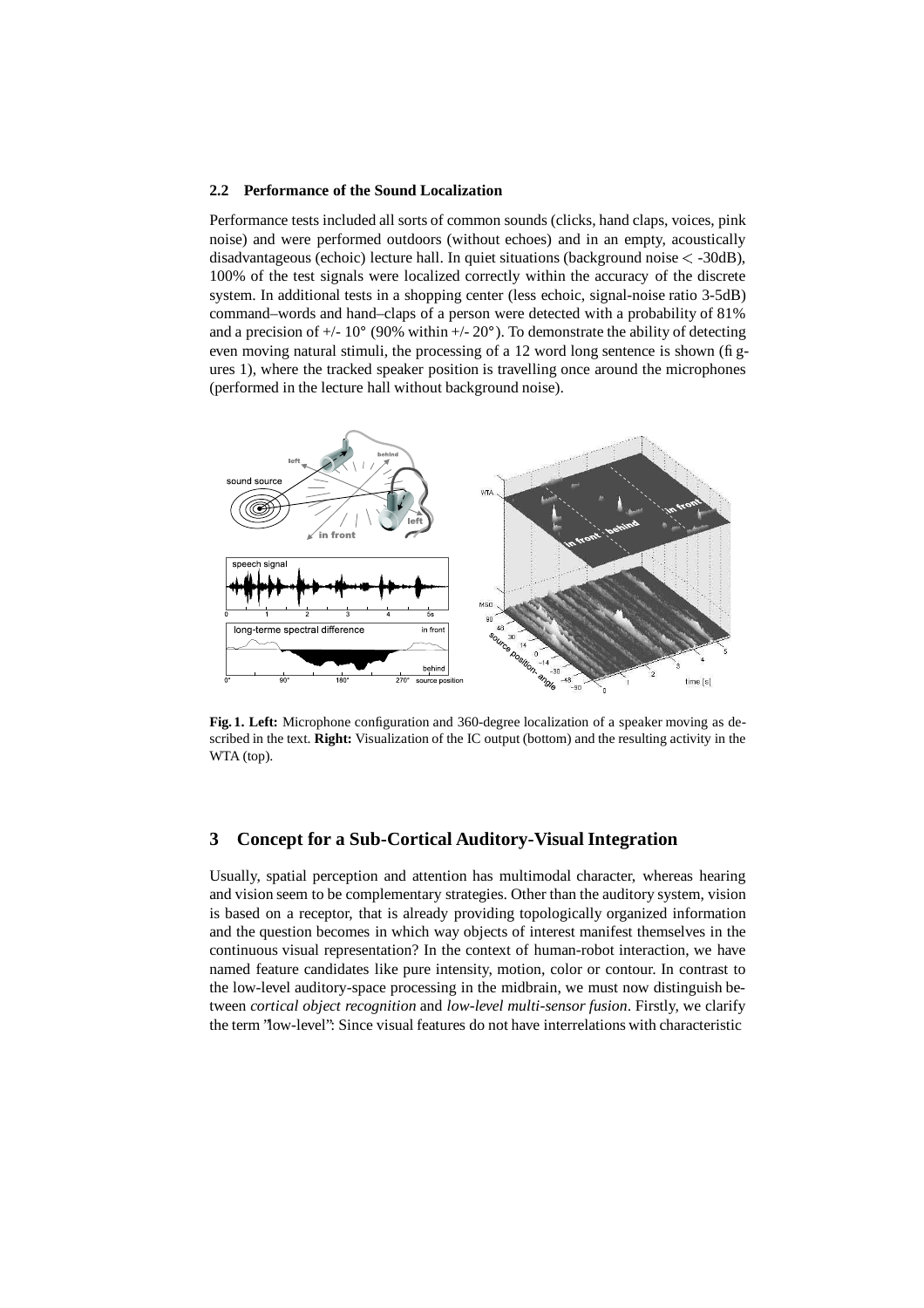### 2.2 Performance of the Sound Localization

Performance tests included all sorts of common sounds (clicks, hand claps, voices, pink noise) and were performed outdoors (without echoes) and in an empty, acoustically disadvantageous (echoic) lecture hall. In quiet situations (background noise $<$ -30dB), 100% of the test signals were localized correctly within the accuracy of the discrete system. In additional tests in a shopping center (less echoic, signal-noise ratio 3-5dB) command–words and hand–claps of a person were detected with a probability of 81% and a precision of +/- 10° (90% within +/- 20°). To demonstrate the ability of detecting even moving natural stimuli, the processing of a 12 word long sentence is shown (figures 1), where the tracked speaker position is travelling once around the microphones (performed in the lecture hall without background noise).

**Fig. 1. Left:** Microphone configuration and 360-degree localization of a speaker moving as described in the text. **Right:** Visualization of the IC output (bottom) and the resulting activity in the WTA (top).

## 3 Concept for a Sub-Cortical Auditory-Visual Integration

Usually, spatial perception and attention has multimodal character, whereas hearing and vision seem to be complementary strategies. Other than the auditory system, vision is based on a receptor, that is already providing topologically organized information and the question becomes in which way objects of interest manifest themselves in the continuous visual representation? In the context of human-robot interaction, we have named feature candidates like pure intensity, motion, color or contour. In contrast to the low-level auditory-space processing in the midbrain, we must now distinguish between *cortical object recognition* and *low-level multi-sensor fusion*. Firstly, we clarify the term "low-level": Since visual features do not have interrelations with characteristic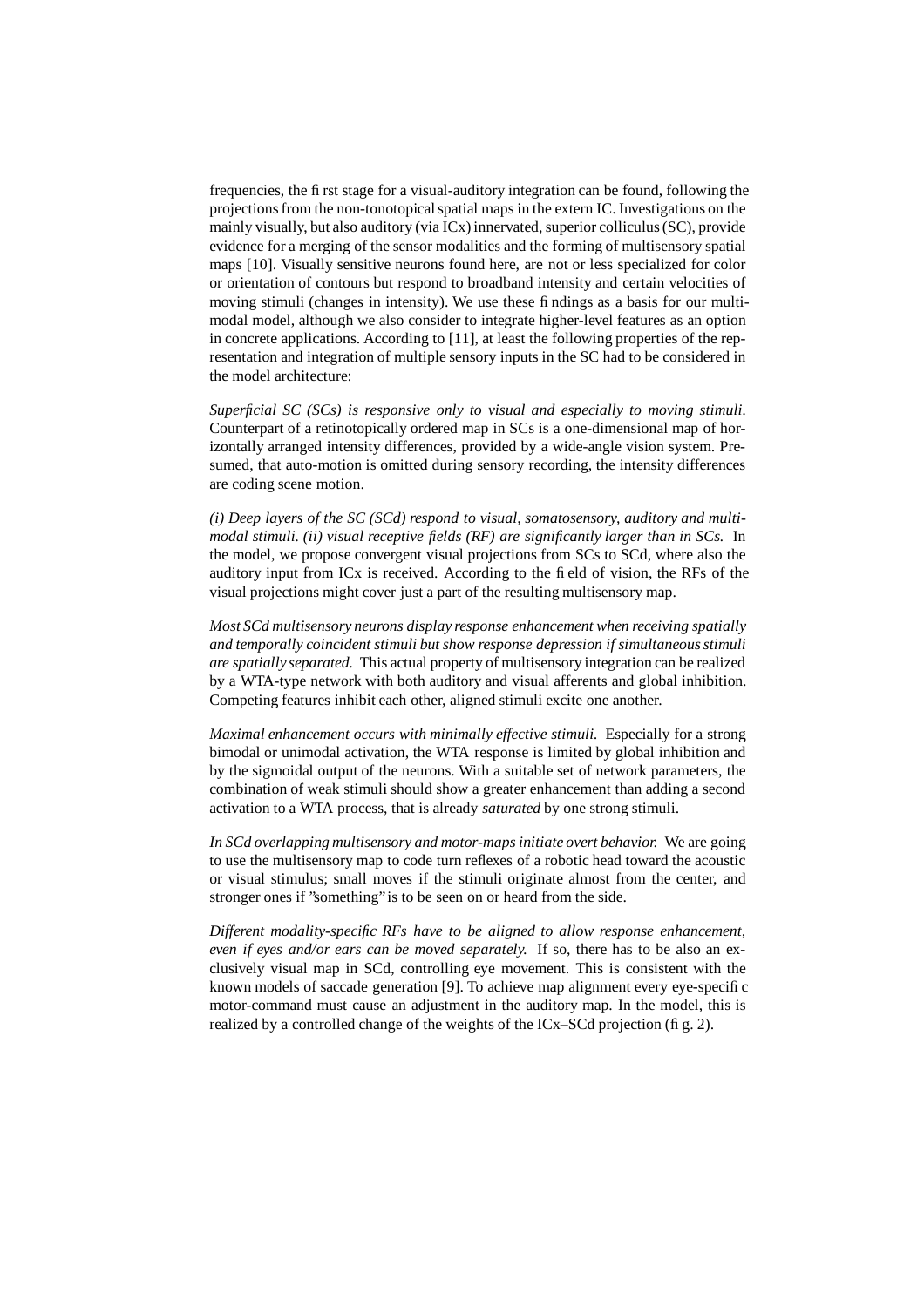frequencies, the first stage for a visual-auditory integration can be found, following the projections from the non-tonotopical spatial maps in the extern IC. Investigations on the mainly visually, but also auditory (via ICx) innervated, superior colliculus (SC), provide evidence for a merging of the sensor modalities and the forming of multisensory spatial maps [10]. Visually sensitive neurons found here, are not or less specialized for color or orientation of contours but respond to broadband intensity and certain velocities of moving stimuli (changes in intensity). We use these findings as a basis for our multimodal model, although we also consider to integrate higher-level features as an option in concrete applications. According to [11], at least the following properties of the representation and integration of multiple sensory inputs in the SC had to be considered in the model architecture:

*Superficial SC (SCs) is responsive only to visual and especially to moving stimuli.* Counterpart of a retinotopically ordered map in SCs is a one-dimensional map of horizontally arranged intensity differences, provided by a wide-angle vision system. Presumed, that auto-motion is omitted during sensory recording, the intensity differences are coding scene motion.

*(i) Deep layers of the SC (SCd) respond to visual, somatosensory, auditory and multimodal stimuli. (ii) visual receptive fields (RF) are significantly larger than in SCs.* In the model, we propose convergent visual projections from SCs to SCd, where also the auditory input from ICx is received. According to the field of vision, the RFs of the visual projections might cover just a part of the resulting multisensory map.

*Most SCd multisensory neurons display response enhancement when receiving spatially and temporally coincident stimuli but show response depression if simultaneous stimuli are spatially separated.* This actual property of multisensory integration can be realized by a WTA-type network with both auditory and visual afferents and global inhibition. Competing features inhibit each other, aligned stimuli excite one another.

*Maximal enhancement occurs with minimally effective stimuli.* Especially for a strong bimodal or unimodal activation, the WTA response is limited by global inhibition and by the sigmoidal output of the neurons. With a suitable set of network parameters, the combination of weak stimuli should show a greater enhancement than adding a second activation to a WTA process, that is already *saturated* by one strong stimuli.

*In SCd overlapping multisensory and motor-maps initiate overt behavior.* We are going to use the multisensory map to code turn reflexes of a robotic head toward the acoustic or visual stimulus; small moves if the stimuli originate almost from the center, and stronger ones if "something" is to be seen on or heard from the side.

*Different modality-specific RFs have to be aligned to allow response enhancement, even if eyes and/or ears can be moved separately.* If so, there has to be also an exclusively visual map in SCd, controlling eye movement. This is consistent with the known models of saccade generation [9]. To achieve map alignment every eye-specific motor-command must cause an adjustment in the auditory map. In the model, this is realized by a controlled change of the weights of the ICx–SCd projection (fig. 2).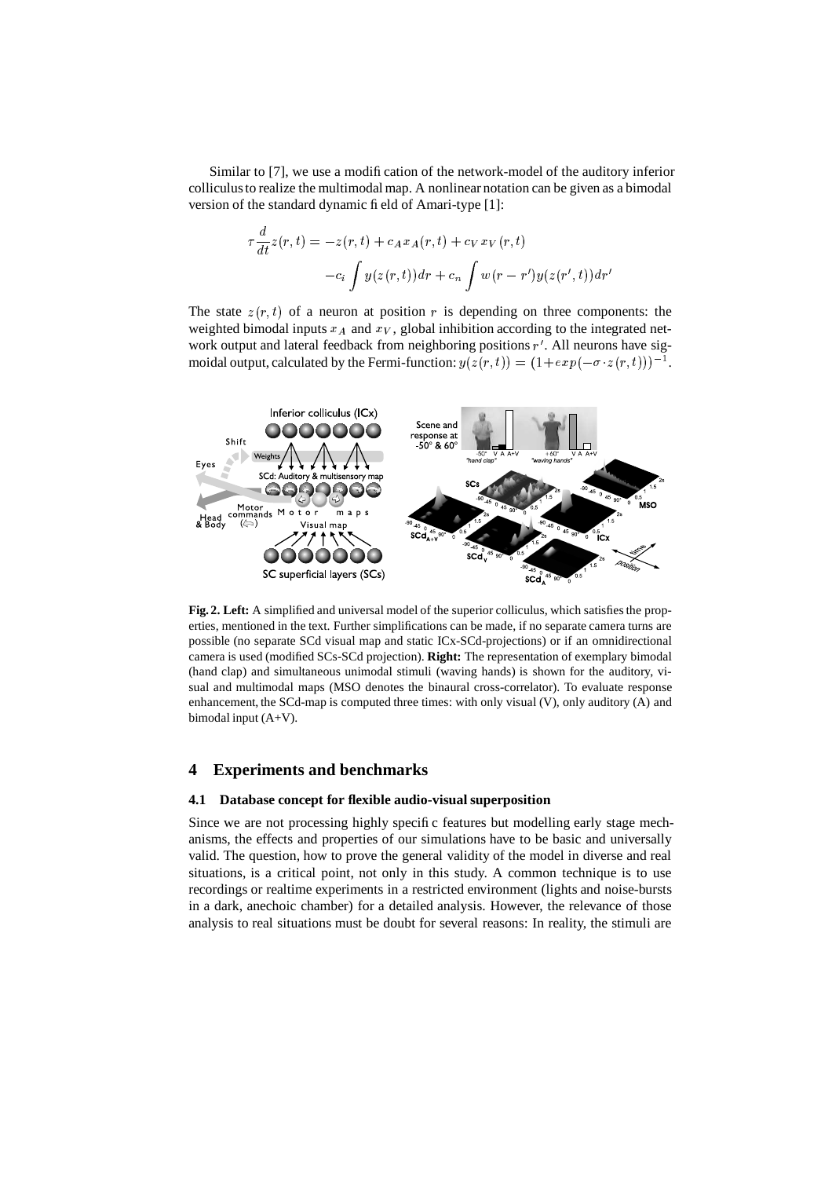Similar to [7], we use a modification of the network-model of the auditory inferior colliculus to realize the multimodal map. A nonlinear notation can be given as a bimodal version of the standard dynamic field of Amari-type [1]:

$$\tau \frac{d}{dt} z(r,t) = -z(r,t) + c_A x_A(r,t) + c_V x_V(r,t)$$
$$-c_i \int y(z(r,t)) dr + c_n \int w(r - r') y(z(r',t)) dr'$$

The state $z(r,t)$ of a neuron at position $r$ is depending on three components: the weighted bimodal inputs $x_A$ and $x_V$, global inhibition according to the integrated network output and lateral feedback from neighboring positions $r'$. All neurons have sigmoidal output, calculated by the Fermi-function: $y(z(r,t)) = (1 + exp(-\sigma \cdot z(r,t)))^{-1}$.

**Fig. 2. Left:** A simplified and universal model of the superior colliculus, which satisfies the properties, mentioned in the text. Further simplifications can be made, if no separate camera turns are possible (no separate SCd visual map and static ICx-SCd-projections) or if an omnidirectional camera is used (modified SCs-SCd projection). **Right:** The representation of exemplary bimodal (hand clap) and simultaneous unimodal stimuli (waving hands) is shown for the auditory, visual and multimodal maps (MSO denotes the binaural cross-correlator). To evaluate response enhancement, the SCd-map is computed three times: with only visual (V), only auditory (A) and bimodal input (A+V).

## 4 Experiments and benchmarks

### 4.1 Database concept for flexible audio-visual superposition

Since we are not processing highly specific features but modelling early stage mechanisms, the effects and properties of our simulations have to be basic and universally valid. The question, how to prove the general validity of the model in diverse and real situations, is a critical point, not only in this study. A common technique is to use recordings or realtime experiments in a restricted environment (lights and noise-bursts in a dark, anechoic chamber) for a detailed analysis. However, the relevance of those analysis to real situations must be doubt for several reasons: In reality, the stimuli are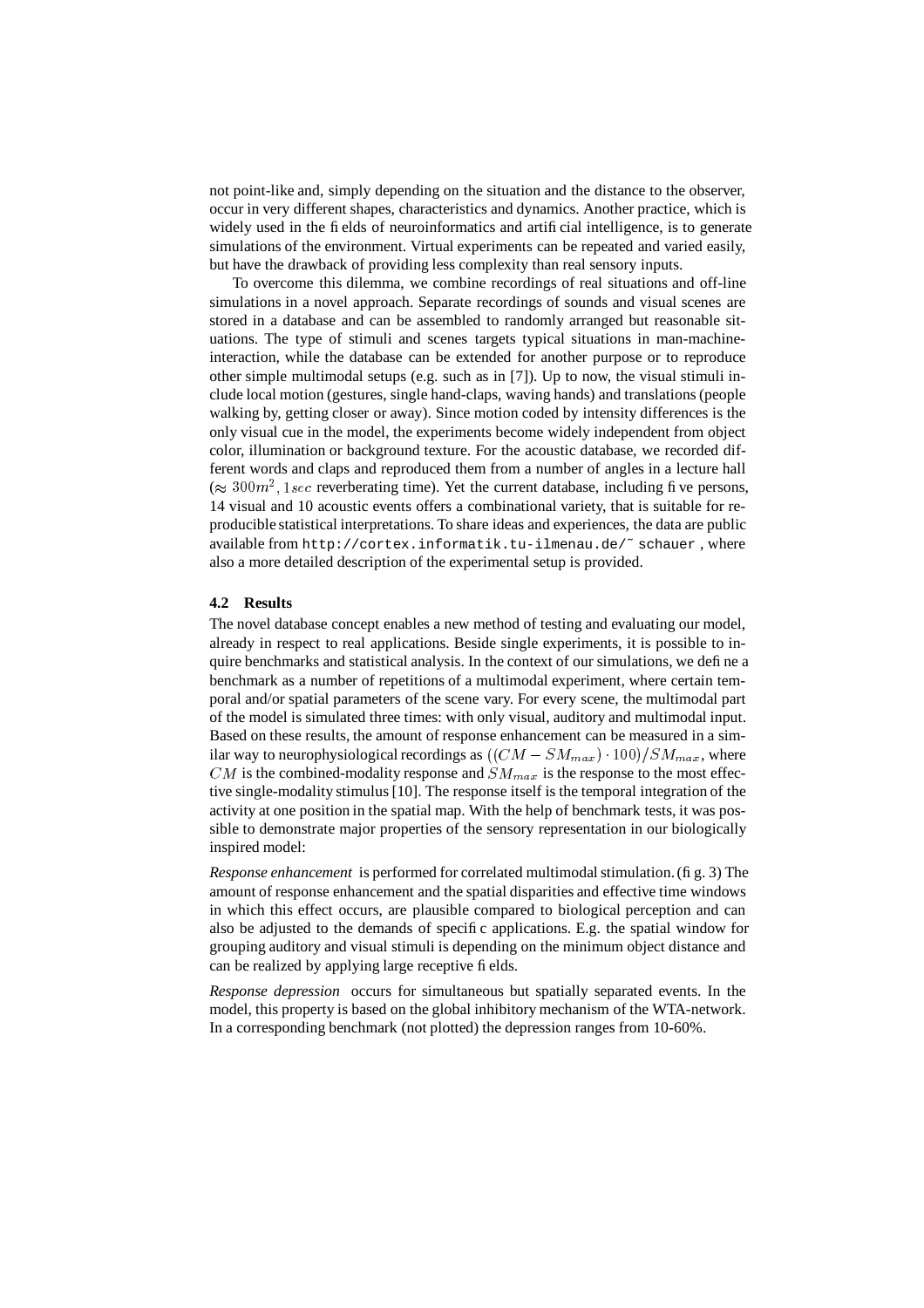not point-like and, simply depending on the situation and the distance to the observer, occur in very different shapes, characteristics and dynamics. Another practice, which is widely used in the fields of neuroinformatics and artificial intelligence, is to generate simulations of the environment. Virtual experiments can be repeated and varied easily, but have the drawback of providing less complexity than real sensory inputs.

To overcome this dilemma, we combine recordings of real situations and off-line simulations in a novel approach. Separate recordings of sounds and visual scenes are stored in a database and can be assembled to randomly arranged but reasonable situations. The type of stimuli and scenes targets typical situations in man-machine-interaction, while the database can be extended for another purpose or to reproduce other simple multimodal setups (e.g. such as in [7]). Up to now, the visual stimuli include local motion (gestures, single hand-claps, waving hands) and translations (people walking by, getting closer or away). Since motion coded by intensity differences is the only visual cue in the model, the experiments become widely independent from object color, illumination or background texture. For the acoustic database, we recorded different words and claps and reproduced them from a number of angles in a lecture hall ($\approx 300m^2, 1sec$ reverberating time). Yet the current database, including five persons, 14 visual and 10 acoustic events offers a combinational variety, that is suitable for reproducible statistical interpretations. To share ideas and experiences, the data are public available from `http://cortex.informatik.tu-ilmenau.de/~schauer`, where also a more detailed description of the experimental setup is provided.

### 4.2 Results

The novel database concept enables a new method of testing and evaluating our model, already in respect to real applications. Beside single experiments, it is possible to inquire benchmarks and statistical analysis. In the context of our simulations, we define a benchmark as a number of repetitions of a multimodal experiment, where certain temporal and/or spatial parameters of the scene vary. For every scene, the multimodal part of the model is simulated three times: with only visual, auditory and multimodal input. Based on these results, the amount of response enhancement can be measured in a similar way to neurophysiological recordings as $((CM - SM_{max}) \cdot 100)/SM_{max}$, where $CM$ is the combined-modality response and $SM_{max}$ is the response to the most effective single-modality stimulus [10]. The response itself is the temporal integration of the activity at one position in the spatial map. With the help of benchmark tests, it was possible to demonstrate major properties of the sensory representation in our biologically inspired model:

*Response enhancement* is performed for correlated multimodal stimulation. (fig. 3) The amount of response enhancement and the spatial disparities and effective time windows in which this effect occurs, are plausible compared to biological perception and can also be adjusted to the demands of specific applications. E.g. the spatial window for grouping auditory and visual stimuli is depending on the minimum object distance and can be realized by applying large receptive fields.

*Response depression* occurs for simultaneous but spatially separated events. In the model, this property is based on the global inhibitory mechanism of the WTA-network. In a corresponding benchmark (not plotted) the depression ranges from 10-60%.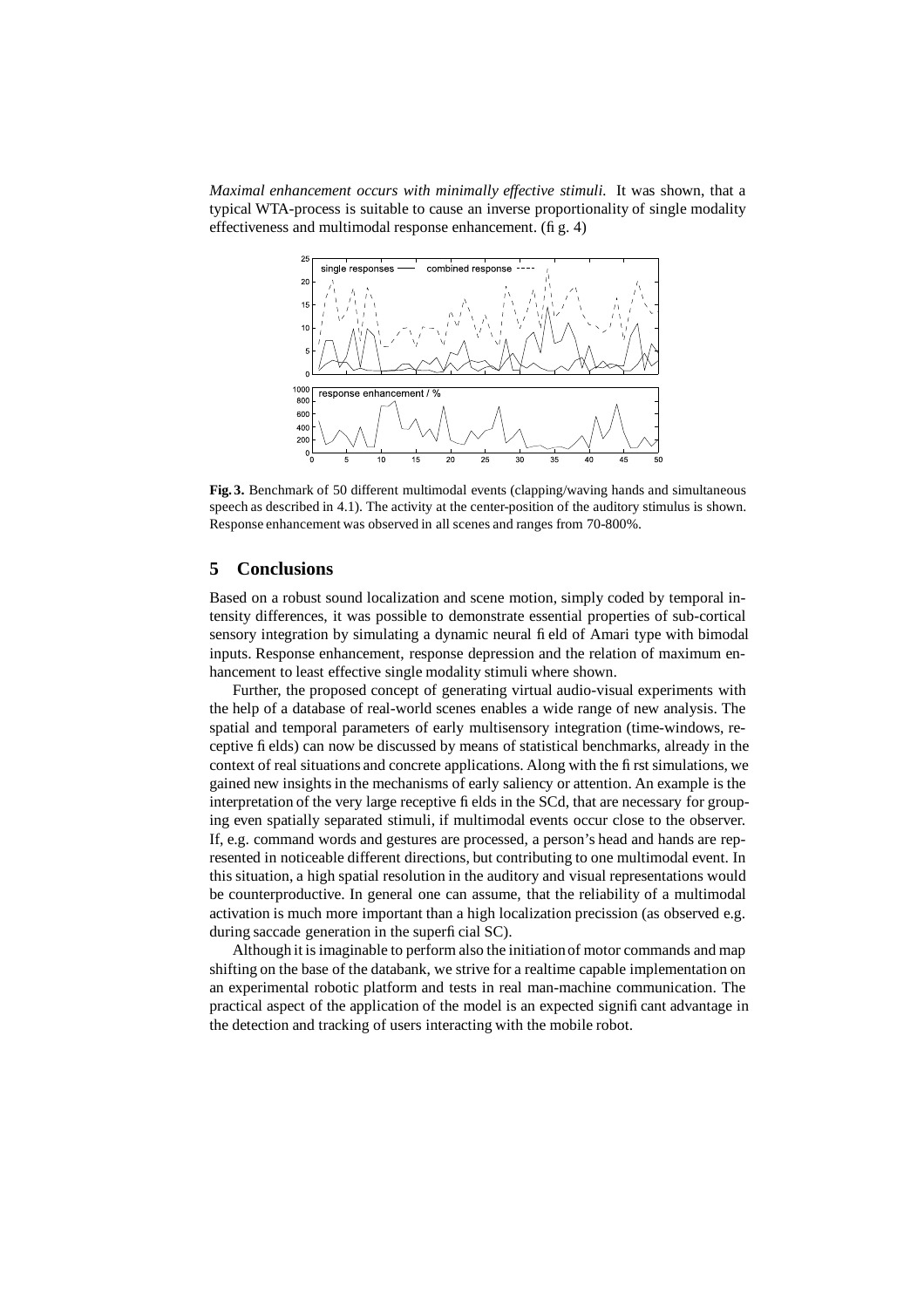*Maximal enhancement occurs with minimally effective stimuli.* It was shown, that a typical WTA-process is suitable to cause an inverse proportionality of single modality effectiveness and multimodal response enhancement. (fig. 4)

single responses
combined response
response enhancement / %

**Fig. 3.** Benchmark of 50 different multimodal events (clapping/waving hands and simultaneous speech as described in 4.1). The activity at the center-position of the auditory stimulus is shown. Response enhancement was observed in all scenes and ranges from 70-800%.

## 5 Conclusions

Based on a robust sound localization and scene motion, simply coded by temporal intensity differences, it was possible to demonstrate essential properties of sub-cortical sensory integration by simulating a dynamic neural field of Amari type with bimodal inputs. Response enhancement, response depression and the relation of maximum enhancement to least effective single modality stimuli where shown.

Further, the proposed concept of generating virtual audio-visual experiments with the help of a database of real-world scenes enables a wide range of new analysis. The spatial and temporal parameters of early multisensory integration (time-windows, receptive fields) can now be discussed by means of statistical benchmarks, already in the context of real situations and concrete applications. Along with the first simulations, we gained new insights in the mechanisms of early saliency or attention. An example is the interpretation of the very large receptive fields in the SCd, that are necessary for grouping even spatially separated stimuli, if multimodal events occur close to the observer. If, e.g. command words and gestures are processed, a person's head and hands are represented in noticeable different directions, but contributing to one multimodal event. In this situation, a high spatial resolution in the auditory and visual representations would be counterproductive. In general one can assume, that the reliability of a multimodal activation is much more important than a high localization precission (as observed e.g. during saccade generation in the superficial SC).

Although it is imaginable to perform also the initiation of motor commands and map shifting on the base of the databank, we strive for a realtime capable implementation on an experimental robotic platform and tests in real man-machine communication. The practical aspect of the application of the model is an expected significant advantage in the detection and tracking of users interacting with the mobile robot.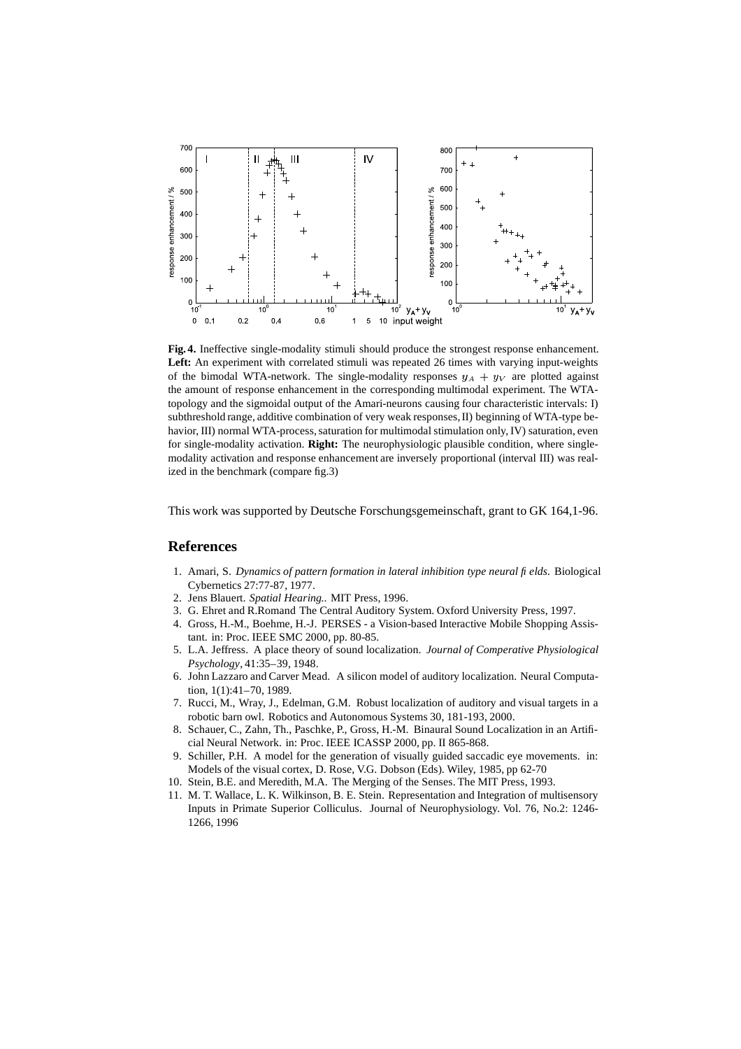700
600
500
400
300
200
100
0

I II III IV

response enhancement / %

$10^{-1}$ $10^{0}$ $10^{1}$ $10^{2}$ $y_A + y_V$

0 0.1 0.2 0.4 0.6 1 5 10 input weight

800
700
600
500
400
300
200
100
0

response enhancement / %

$10^{0}$ $10^{1}$ $y_A + y_V$

**Fig. 4.** Ineffective single-modality stimuli should produce the strongest response enhancement. **Left:** An experiment with correlated stimuli was repeated 26 times with varying input-weights of the bimodal WTA-network. The single-modality responses $y_A + y_V$ are plotted against the amount of response enhancement in the corresponding multimodal experiment. The WTA-topology and the sigmoidal output of the Amari-neurons causing four characteristic intervals: I) subthreshold range, additive combination of very weak responses, II) beginning of WTA-type behavior, III) normal WTA-process, saturation for multimodal stimulation only, IV) saturation, even for single-modality activation. **Right:** The neurophysiologic plausible condition, where single-modality activation and response enhancement are inversely proportional (interval III) was realized in the benchmark (compare fig.3)

This work was supported by Deutsche Forschungsgemeinschaft, grant to GK 164,1-96.

## References

1. Amari, S. *Dynamics of pattern formation in lateral inhibition type neural fields*. Biological Cybernetics 27:77-87, 1977.
2. Jens Blauert. *Spatial Hearing.*. MIT Press, 1996.
3. G. Ehret and R.Romand The Central Auditory System. Oxford University Press, 1997.
4. Gross, H.-M., Boehme, H.-J. PERSES - a Vision-based Interactive Mobile Shopping Assistant. in: Proc. IEEE SMC 2000, pp. 80-85.
5. L.A. Jeffress. A place theory of sound localization. *Journal of Comperative Physiological Psychology*, 41:35–39, 1948.
6. John Lazzaro and Carver Mead. A silicon model of auditory localization. Neural Computation, 1(1):41–70, 1989.
7. Rucci, M., Wray, J., Edelman, G.M. Robust localization of auditory and visual targets in a robotic barn owl. Robotics and Autonomous Systems 30, 181-193, 2000.
8. Schauer, C., Zahn, Th., Paschke, P., Gross, H.-M. Binaural Sound Localization in an Artificial Neural Network. in: Proc. IEEE ICASSP 2000, pp. II 865-868.
9. Schiller, P.H. A model for the generation of visually guided saccadic eye movements. in: Models of the visual cortex, D. Rose, V.G. Dobson (Eds). Wiley, 1985, pp 62-70
10. Stein, B.E. and Meredith, M.A. The Merging of the Senses. The MIT Press, 1993.
11. M. T. Wallace, L. K. Wilkinson, B. E. Stein. Representation and Integration of multisensory Inputs in Primate Superior Colliculus. Journal of Neurophysiology. Vol. 76, No.2: 1246-1266, 1996